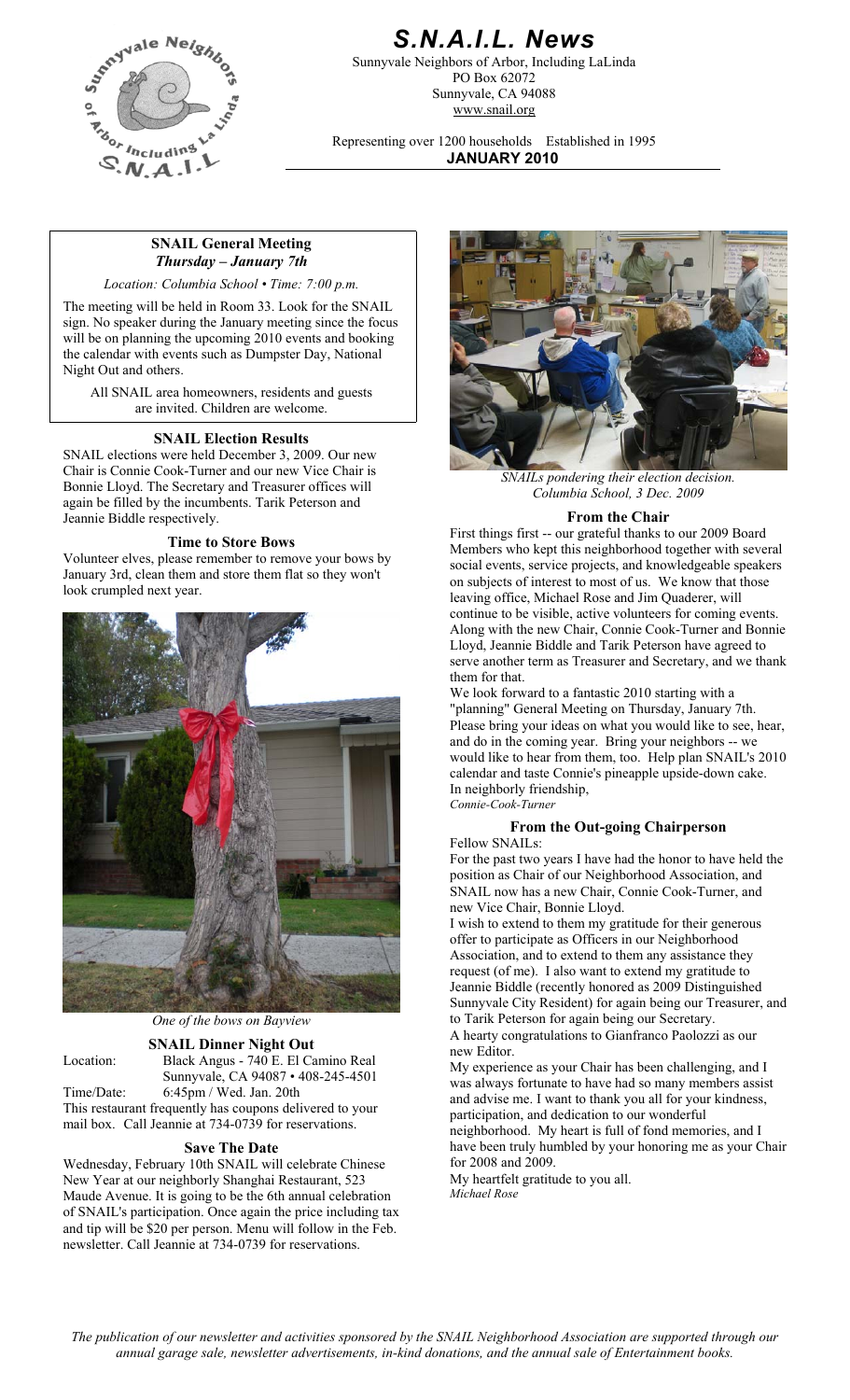# *S.N.A.I.L. News*

Sunnyvale Neighbors of Arbor, Including LaLinda
PO Box 62072
Sunnyvale, CA 94088
www.snail.org

Representing over 1200 households Established in 1995

**JANUARY 2010**

## SNAIL General Meeting

***Thursday – January 7th***

*Location: Columbia School • Time: 7:00 p.m.*

The meeting will be held in Room 33. Look for the SNAIL sign. No speaker during the January meeting since the focus will be on planning the upcoming 2010 events and booking the calendar with events such as Dumpster Day, National Night Out and others.

All SNAIL area homeowners, residents and guests are invited. Children are welcome.

## SNAIL Election Results

SNAIL elections were held December 3, 2009. Our new Chair is Connie Cook-Turner and our new Vice Chair is Bonnie Lloyd. The Secretary and Treasurer offices will again be filled by the incumbents. Tarik Peterson and Jeannie Biddle respectively.

## Time to Store Bows

Volunteer elves, please remember to remove your bows by January 3rd, clean them and store them flat so they won't look crumpled next year.

*One of the bows on Bayview*

## SNAIL Dinner Night Out

Location: Black Angus - 740 E. El Camino Real Sunnyvale, CA 94087 • 408-245-4501

Time/Date: 6:45pm / Wed. Jan. 20th

This restaurant frequently has coupons delivered to your mail box. Call Jeannie at 734-0739 for reservations.

## Save The Date

Wednesday, February 10th SNAIL will celebrate Chinese New Year at our neighborly Shanghai Restaurant, 523 Maude Avenue. It is going to be the 6th annual celebration of SNAIL's participation. Once again the price including tax and tip will be $20 per person. Menu will follow in the Feb. newsletter. Call Jeannie at 734-0739 for reservations.

*SNAILs pondering their election decision. Columbia School, 3 Dec. 2009*

## From the Chair

First things first -- our grateful thanks to our 2009 Board Members who kept this neighborhood together with several social events, service projects, and knowledgeable speakers on subjects of interest to most of us. We know that those leaving office, Michael Rose and Jim Quaderer, will continue to be visible, active volunteers for coming events. Along with the new Chair, Connie Cook-Turner and Bonnie Lloyd, Jeannie Biddle and Tarik Peterson have agreed to serve another term as Treasurer and Secretary, and we thank them for that.

We look forward to a fantastic 2010 starting with a "planning" General Meeting on Thursday, January 7th. Please bring your ideas on what you would like to see, hear, and do in the coming year. Bring your neighbors -- we would like to hear from them, too. Help plan SNAIL's 2010 calendar and taste Connie's pineapple upside-down cake.

In neighborly friendship,

*Connie-Cook-Turner*

## From the Out-going Chairperson

Fellow SNAILs:

For the past two years I have had the honor to have held the position as Chair of our Neighborhood Association, and SNAIL now has a new Chair, Connie Cook-Turner, and new Vice Chair, Bonnie Lloyd.

I wish to extend to them my gratitude for their generous offer to participate as Officers in our Neighborhood Association, and to extend to them any assistance they request (of me). I also want to extend my gratitude to Jeannie Biddle (recently honored as 2009 Distinguished Sunnyvale City Resident) for again being our Treasurer, and to Tarik Peterson for again being our Secretary.

A hearty congratulations to Gianfranco Paolozzi as our new Editor.

My experience as your Chair has been challenging, and I was always fortunate to have had so many members assist and advise me. I want to thank you all for your kindness, participation, and dedication to our wonderful neighborhood. My heart is full of fond memories, and I have been truly humbled by your honoring me as your Chair for 2008 and 2009.

My heartfelt gratitude to you all.

*Michael Rose*

*The publication of our newsletter and activities sponsored by the SNAIL Neighborhood Association are supported through our annual garage sale, newsletter advertisements, in-kind donations, and the annual sale of Entertainment books.*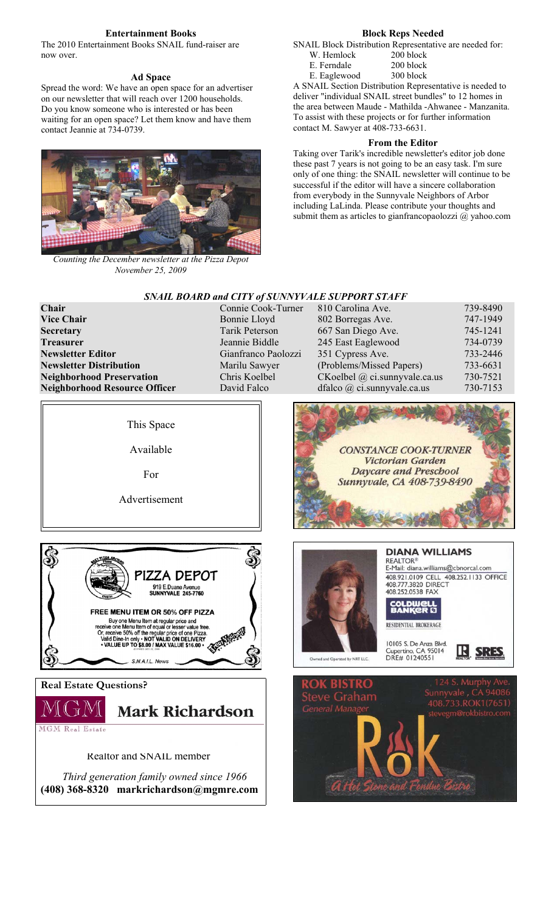### Entertainment Books

The 2010 Entertainment Books SNAIL fund-raiser are now over.

### Ad Space

Spread the word: We have an open space for an advertiser on our newsletter that will reach over 1200 households. Do you know someone who is interested or has been waiting for an open space? Let them know and have them contact Jeannie at 734-0739.

*Counting the December newsletter at the Pizza Depot November 25, 2009*

### Block Reps Needed

SNAIL Block Distribution Representative are needed for:

| | |
|---|---|
| W. Hemlock | 200 block |
| E. Ferndale | 200 block |
| E. Eaglewood | 300 block |

A SNAIL Section Distribution Representative is needed to deliver "individual SNAIL street bundles" to 12 homes in the area between Maude - Mathilda -Ahwanee - Manzanita. To assist with these projects or for further information contact M. Sawyer at 408-733-6631.

### From the Editor

Taking over Tarik's incredible newsletter's editor job done these past 7 years is not going to be an easy task. I'm sure only of one thing: the SNAIL newsletter will continue to be successful if the editor will have a sincere collaboration from everybody in the Sunnyvale Neighbors of Arbor including LaLinda. Please contribute your thoughts and submit them as articles to gianfrancopaolozzi @ yahoo.com

### *SNAIL BOARD and CITY of SUNNYVALE SUPPORT STAFF*

| | | | |
|---|---|---|---|
| **Chair** | Connie Cook-Turner | 810 Carolina Ave. | 739-8490 |
| **Vice Chair** | Bonnie Lloyd | 802 Borregas Ave. | 747-1949 |
| **Secretary** | Tarik Peterson | 667 San Diego Ave. | 745-1241 |
| **Treasurer** | Jeannie Biddle | 245 East Eaglewood | 734-0739 |
| **Newsletter Editor** | Gianfranco Paolozzi | 351 Cypress Ave. | 733-2446 |
| **Newsletter Distribution** | Marilu Sawyer | (Problems/Missed Papers) | 733-6631 |
| **Neighborhood Preservation** | Chris Koelbel | CKoelbel @ ci.sunnyvale.ca.us | 730-7521 |
| **Neighborhood Resource Officer** | David Falco | dfalco @ ci.sunnyvale.ca.us | 730-7153 |

This Space

Available

For

Advertisement

*CONSTANCE COOK-TURNER*
*Victorian Garden*
*Daycare and Preschool*
*Sunnyvale, CA 408-739-8490*

PIZZA DEPOT
919 E.Duane Avenue
SUNNYVALE 245-7760

FREE MENU ITEM OR 50% OFF PIZZA
Buy one Menu Item at regular price and receive one Menu Item of equal or lesser value free. Or, receive 50% off the regular price of one Pizza. Valid Dine-In only • NOT VALID ON DELIVERY • VALUE UP TO $8.00 / MAX VALUE $16.00 •

S.N.A.I.L. News

DIANA WILLIAMS
REALTOR®
E-Mail: diana.williams@cbnorcal.com
408.921.0109 CELL 408.252.1133 OFFICE
408.777.3820 DIRECT
408.252.0538 FAX

COLDWELL BANKER
RESIDENTIAL BROKERAGE

10105 S. De Anza Blvd.
Cupertino, CA 95014
DRE# 01240551

Owned and Operated by NRT LLC.

SRES

**Real Estate Questions?**

MGM **Mark Richardson**

MGM Real Estate

Realtor and SNAIL member

*Third generation family owned since 1966*

**(408) 368-8320 markrichardson@mgmre.com**

ROK BISTRO
Steve Graham
General Manager

124 S. Murphy Ave.
Sunnyvale, CA 94086
408.733.ROK1(7651)
stevegm@rokbistro.com

Rok
*A Hot Stone and Fondue Bistro*